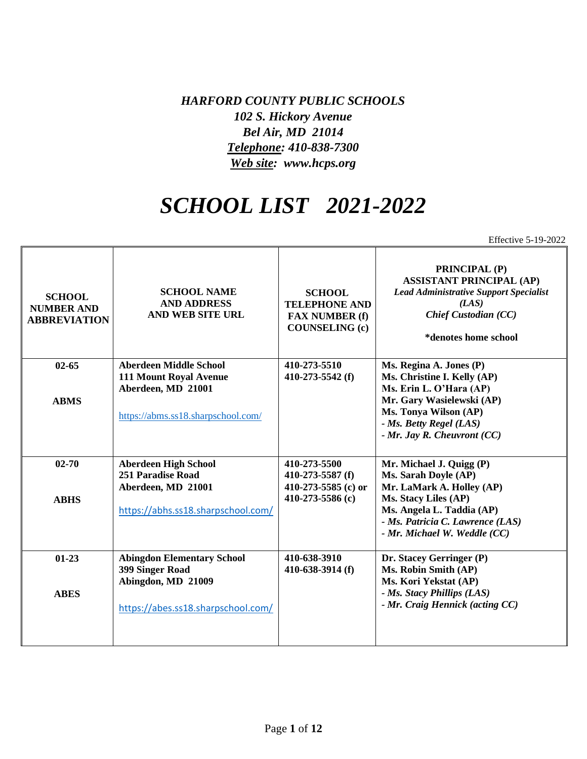*HARFORD COUNTY PUBLIC SCHOOLS*
*102 S. Hickory Avenue*
*Bel Air, MD 21014*
*Telephone: 410-838-7300*
*Web site: www.hcps.org*

# *SCHOOL LIST 2021-2022*

Effective 5-19-2022

| SCHOOL NUMBER AND ABBREVIATION | SCHOOL NAME AND ADDRESS AND WEB SITE URL | SCHOOL TELEPHONE AND FAX NUMBER (f) COUNSELING (c) | PRINCIPAL (P) ASSISTANT PRINCIPAL (AP) *Lead Administrative Support Specialist (LAS)* *Chief Custodian (CC)* *denotes home school |
|---|---|---|---|
| **02-65**<br><br>**ABMS** | **Aberdeen Middle School**<br>**111 Mount Royal Avenue**<br>**Aberdeen, MD 21001**<br><br>https://abms.ss18.sharpschool.com/ | **410-273-5510**<br>**410-273-5542 (f)** | **Ms. Regina A. Jones (P)**<br>**Ms. Christine I. Kelly (AP)**<br>**Ms. Erin L. O'Hara (AP)**<br>**Mr. Gary Wasielewski (AP)**<br>**Ms. Tonya Wilson (AP)**<br>***- Ms. Betty Regel (LAS)***<br>***- Mr. Jay R. Cheuvront (CC)*** |
| **02-70**<br><br>**ABHS** | **Aberdeen High School**<br>**251 Paradise Road**<br>**Aberdeen, MD 21001**<br><br>https://abhs.ss18.sharpschool.com/ | **410-273-5500**<br>**410-273-5587 (f)**<br>**410-273-5585 (c) or**<br>**410-273-5586 (c)** | **Mr. Michael J. Quigg (P)**<br>**Ms. Sarah Doyle (AP)**<br>**Mr. LaMark A. Holley (AP)**<br>**Ms. Stacy Liles (AP)**<br>**Ms. Angela L. Taddia (AP)**<br>***- Ms. Patricia C. Lawrence (LAS)***<br>***- Mr. Michael W. Weddle (CC)*** |
| **01-23**<br><br>**ABES** | **Abingdon Elementary School**<br>**399 Singer Road**<br>**Abingdon, MD 21009**<br><br>https://abes.ss18.sharpschool.com/ | **410-638-3910**<br>**410-638-3914 (f)** | **Dr. Stacey Gerringer (P)**<br>**Ms. Robin Smith (AP)**<br>**Ms. Kori Yekstat (AP)**<br>***- Ms. Stacy Phillips (LAS)***<br>***- Mr. Craig Hennick (acting CC)*** |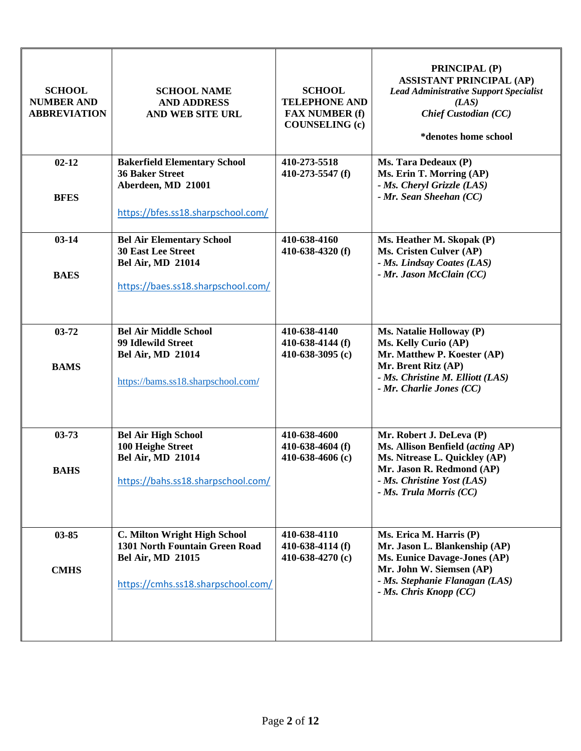| SCHOOL NUMBER AND ABBREVIATION | SCHOOL NAME AND ADDRESS AND WEB SITE URL | SCHOOL TELEPHONE AND FAX NUMBER (f) COUNSELING (c) | PRINCIPAL (P) ASSISTANT PRINCIPAL (AP) *Lead Administrative Support Specialist (LAS)* *Chief Custodian (CC)* *denotes home school |
|---|---|---|---|
| **02-12** **BFES** | **Bakerfield Elementary School** **36 Baker Street** **Aberdeen, MD 21001** https://bfes.ss18.sharpschool.com/ | **410-273-5518** **410-273-5547 (f)** | **Ms. Tara Dedeaux (P)** **Ms. Erin T. Morring (AP)** ***- Ms. Cheryl Grizzle (LAS)*** ***- Mr. Sean Sheehan (CC)*** |
| **03-14** **BAES** | **Bel Air Elementary School** **30 East Lee Street** **Bel Air, MD 21014** https://baes.ss18.sharpschool.com/ | **410-638-4160** **410-638-4320 (f)** | **Ms. Heather M. Skopak (P)** **Ms. Cristen Culver (AP)** ***- Ms. Lindsay Coates (LAS)*** ***- Mr. Jason McClain (CC)*** |
| **03-72** **BAMS** | **Bel Air Middle School** **99 Idlewild Street** **Bel Air, MD 21014** https://bams.ss18.sharpschool.com/ | **410-638-4140** **410-638-4144 (f)** **410-638-3095 (c)** | **Ms. Natalie Holloway (P)** **Ms. Kelly Curio (AP)** **Mr. Matthew P. Koester (AP)** **Mr. Brent Ritz (AP)** ***- Ms. Christine M. Elliott (LAS)*** ***- Mr. Charlie Jones (CC)*** |
| **03-73** **BAHS** | **Bel Air High School** **100 Heighe Street** **Bel Air, MD 21014** https://bahs.ss18.sharpschool.com/ | **410-638-4600** **410-638-4604 (f)** **410-638-4606 (c)** | **Mr. Robert J. DeLeva (P)** **Ms. Allison Benfield (*acting* AP)** **Ms. Nitrease L. Quickley (AP)** **Mr. Jason R. Redmond (AP)** ***- Ms. Christine Yost (LAS)*** ***- Ms. Trula Morris (CC)*** |
| **03-85** **CMHS** | **C. Milton Wright High School** **1301 North Fountain Green Road** **Bel Air, MD 21015** https://cmhs.ss18.sharpschool.com/ | **410-638-4110** **410-638-4114 (f)** **410-638-4270 (c)** | **Ms. Erica M. Harris (P)** **Mr. Jason L. Blankenship (AP)** **Ms. Eunice Davage-Jones (AP)** **Mr. John W. Siemsen (AP)** ***- Ms. Stephanie Flanagan (LAS)*** ***- Ms. Chris Knopp (CC)*** |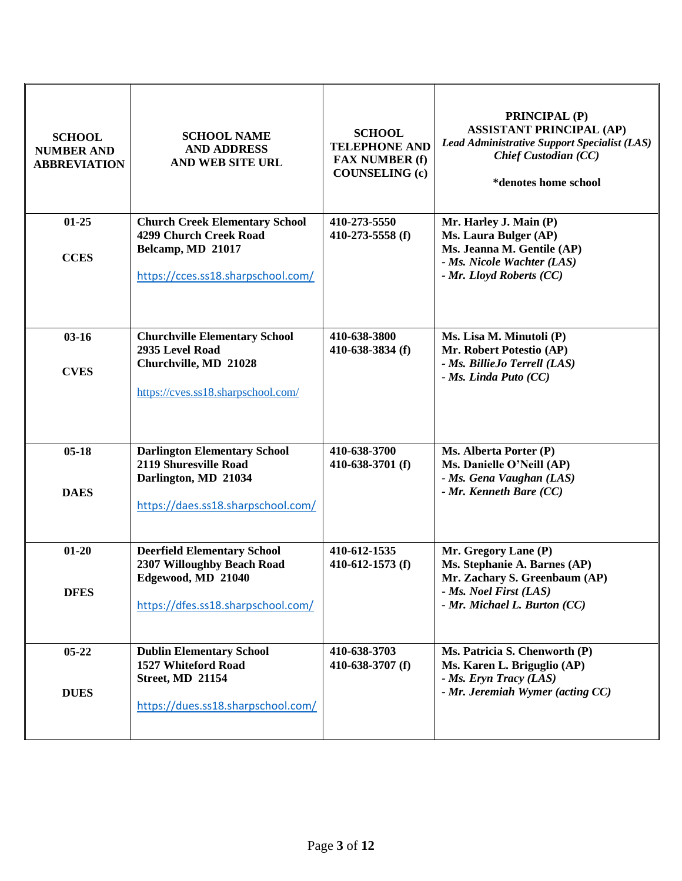| SCHOOL NUMBER AND ABBREVIATION | SCHOOL NAME AND ADDRESS AND WEB SITE URL | SCHOOL TELEPHONE AND FAX NUMBER (f) COUNSELING (c) | PRINCIPAL (P) ASSISTANT PRINCIPAL (AP) *Lead Administrative Support Specialist (LAS)* *Chief Custodian (CC)* *denotes home school |
|---|---|---|---|
| **01-25** **CCES** | **Church Creek Elementary School** **4299 Church Creek Road** **Belcamp, MD 21017** https://cces.ss18.sharpschool.com/ | **410-273-5550** **410-273-5558 (f)** | **Mr. Harley J. Main (P)** **Ms. Laura Bulger (AP)** **Ms. Jeanna M. Gentile (AP)** ***- Ms. Nicole Wachter (LAS)*** ***- Mr. Lloyd Roberts (CC)*** |
| **03-16** **CVES** | **Churchville Elementary School** **2935 Level Road** **Churchville, MD 21028** https://cves.ss18.sharpschool.com/ | **410-638-3800** **410-638-3834 (f)** | **Ms. Lisa M. Minutoli (P)** **Mr. Robert Potestio (AP)** ***- Ms. BillieJo Terrell (LAS)*** ***- Ms. Linda Puto (CC)*** |
| **05-18** **DAES** | **Darlington Elementary School** **2119 Shuresville Road** **Darlington, MD 21034** https://daes.ss18.sharpschool.com/ | **410-638-3700** **410-638-3701 (f)** | **Ms. Alberta Porter (P)** **Ms. Danielle O'Neill (AP)** ***- Ms. Gena Vaughan (LAS)*** ***- Mr. Kenneth Bare (CC)*** |
| **01-20** **DFES** | **Deerfield Elementary School** **2307 Willoughby Beach Road** **Edgewood, MD 21040** https://dfes.ss18.sharpschool.com/ | **410-612-1535** **410-612-1573 (f)** | **Mr. Gregory Lane (P)** **Ms. Stephanie A. Barnes (AP)** **Mr. Zachary S. Greenbaum (AP)** ***- Ms. Noel First (LAS)*** ***- Mr. Michael L. Burton (CC)*** |
| **05-22** **DUES** | **Dublin Elementary School** **1527 Whiteford Road** **Street, MD 21154** https://dues.ss18.sharpschool.com/ | **410-638-3703** **410-638-3707 (f)** | **Ms. Patricia S. Chenworth (P)** **Ms. Karen L. Briguglio (AP)** ***- Ms. Eryn Tracy (LAS)*** ***- Mr. Jeremiah Wymer (acting CC)*** |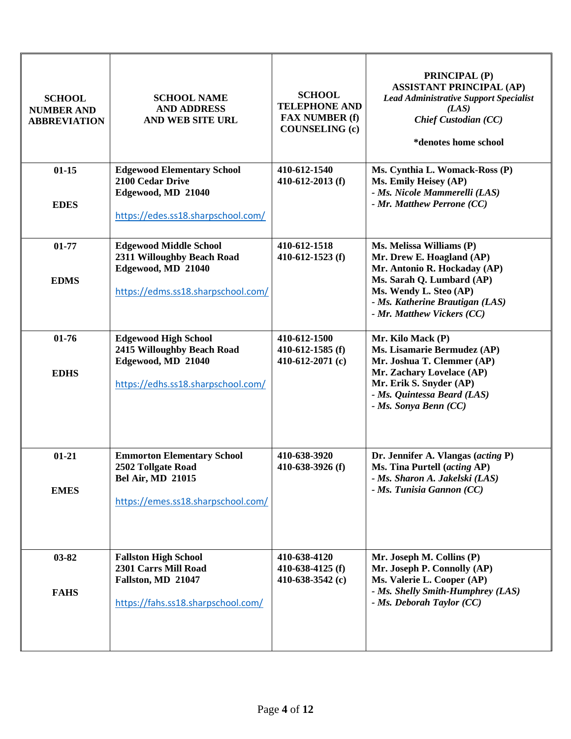| SCHOOL NUMBER AND ABBREVIATION | SCHOOL NAME AND ADDRESS AND WEB SITE URL | SCHOOL TELEPHONE AND FAX NUMBER (f) COUNSELING (c) | PRINCIPAL (P) ASSISTANT PRINCIPAL (AP) *Lead Administrative Support Specialist (LAS)* *Chief Custodian (CC)* *denotes home school |
|---|---|---|---|
| **01-15** **EDES** | **Edgewood Elementary School** **2100 Cedar Drive** **Edgewood, MD 21040** https://edes.ss18.sharpschool.com/ | **410-612-1540** **410-612-2013 (f)** | **Ms. Cynthia L. Womack-Ross (P)** **Ms. Emily Heisey (AP)** ***- Ms. Nicole Mammerelli (LAS)*** ***- Mr. Matthew Perrone (CC)*** |
| **01-77** **EDMS** | **Edgewood Middle School** **2311 Willoughby Beach Road** **Edgewood, MD 21040** https://edms.ss18.sharpschool.com/ | **410-612-1518** **410-612-1523 (f)** | **Ms. Melissa Williams (P)** **Mr. Drew E. Hoagland (AP)** **Mr. Antonio R. Hockaday (AP)** **Ms. Sarah Q. Lumbard (AP)** **Ms. Wendy L. Steo (AP)** ***- Ms. Katherine Brautigan (LAS)*** ***- Mr. Matthew Vickers (CC)*** |
| **01-76** **EDHS** | **Edgewood High School** **2415 Willoughby Beach Road** **Edgewood, MD 21040** https://edhs.ss18.sharpschool.com/ | **410-612-1500** **410-612-1585 (f)** **410-612-2071 (c)** | **Mr. Kilo Mack (P)** **Ms. Lisamarie Bermudez (AP)** **Mr. Joshua T. Clemmer (AP)** **Mr. Zachary Lovelace (AP)** **Mr. Erik S. Snyder (AP)** ***- Ms. Quintessa Beard (LAS)*** ***- Ms. Sonya Benn (CC)*** |
| **01-21** **EMES** | **Emmorton Elementary School** **2502 Tollgate Road** **Bel Air, MD 21015** https://emes.ss18.sharpschool.com/ | **410-638-3920** **410-638-3926 (f)** | **Dr. Jennifer A. Vlangas (*acting* P)** **Ms. Tina Purtell (*acting* AP)** ***- Ms. Sharon A. Jakelski (LAS)*** ***- Ms. Tunisia Gannon (CC)*** |
| **03-82** **FAHS** | **Fallston High School** **2301 Carrs Mill Road** **Fallston, MD 21047** https://fahs.ss18.sharpschool.com/ | **410-638-4120** **410-638-4125 (f)** **410-638-3542 (c)** | **Mr. Joseph M. Collins (P)** **Mr. Joseph P. Connolly (AP)** **Ms. Valerie L. Cooper (AP)** ***- Ms. Shelly Smith-Humphrey (LAS)*** ***- Ms. Deborah Taylor (CC)*** |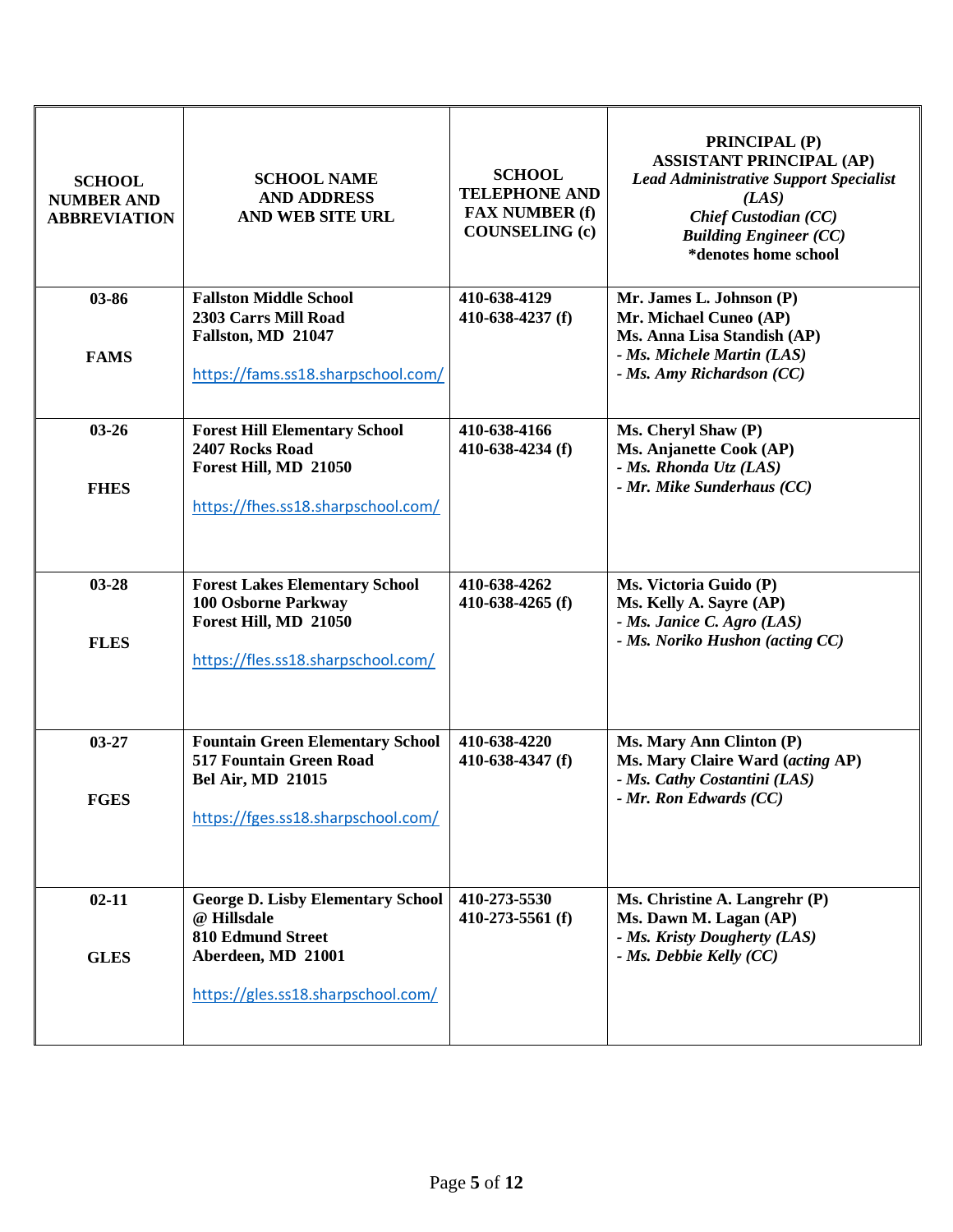| SCHOOL NUMBER AND ABBREVIATION | SCHOOL NAME AND ADDRESS AND WEB SITE URL | SCHOOL TELEPHONE AND FAX NUMBER (f) COUNSELING (c) | PRINCIPAL (P) ASSISTANT PRINCIPAL (AP) *Lead Administrative Support Specialist (LAS)* *Chief Custodian (CC)* *Building Engineer (CC)* *denotes home school |
|---|---|---|---|
| **03-86**<br><br>**FAMS** | **Fallston Middle School**<br>**2303 Carrs Mill Road**<br>**Fallston, MD 21047**<br><br>https://fams.ss18.sharpschool.com/ | **410-638-4129**<br>**410-638-4237 (f)** | **Mr. James L. Johnson (P)**<br>**Mr. Michael Cuneo (AP)**<br>**Ms. Anna Lisa Standish (AP)**<br>*- Ms. Michele Martin (LAS)*<br>*- Ms. Amy Richardson (CC)* |
| **03-26**<br><br>**FHES** | **Forest Hill Elementary School**<br>**2407 Rocks Road**<br>**Forest Hill, MD 21050**<br><br>https://fhes.ss18.sharpschool.com/ | **410-638-4166**<br>**410-638-4234 (f)** | **Ms. Cheryl Shaw (P)**<br>**Ms. Anjanette Cook (AP)**<br>*- Ms. Rhonda Utz (LAS)*<br>*- Mr. Mike Sunderhaus (CC)* |
| **03-28**<br><br>**FLES** | **Forest Lakes Elementary School**<br>**100 Osborne Parkway**<br>**Forest Hill, MD 21050**<br><br>https://fles.ss18.sharpschool.com/ | **410-638-4262**<br>**410-638-4265 (f)** | **Ms. Victoria Guido (P)**<br>**Ms. Kelly A. Sayre (AP)**<br>*- Ms. Janice C. Agro (LAS)*<br>*- Ms. Noriko Hushon (acting CC)* |
| **03-27**<br><br>**FGES** | **Fountain Green Elementary School**<br>**517 Fountain Green Road**<br>**Bel Air, MD 21015**<br><br>https://fges.ss18.sharpschool.com/ | **410-638-4220**<br>**410-638-4347 (f)** | **Ms. Mary Ann Clinton (P)**<br>**Ms. Mary Claire Ward (*acting* AP)**<br>*- Ms. Cathy Costantini (LAS)*<br>*- Mr. Ron Edwards (CC)* |
| **02-11**<br><br>**GLES** | **George D. Lisby Elementary School @ Hillsdale**<br>**810 Edmund Street**<br>**Aberdeen, MD 21001**<br><br>https://gles.ss18.sharpschool.com/ | **410-273-5530**<br>**410-273-5561 (f)** | **Ms. Christine A. Langrehr (P)**<br>**Ms. Dawn M. Lagan (AP)**<br>*- Ms. Kristy Dougherty (LAS)*<br>*- Ms. Debbie Kelly (CC)* |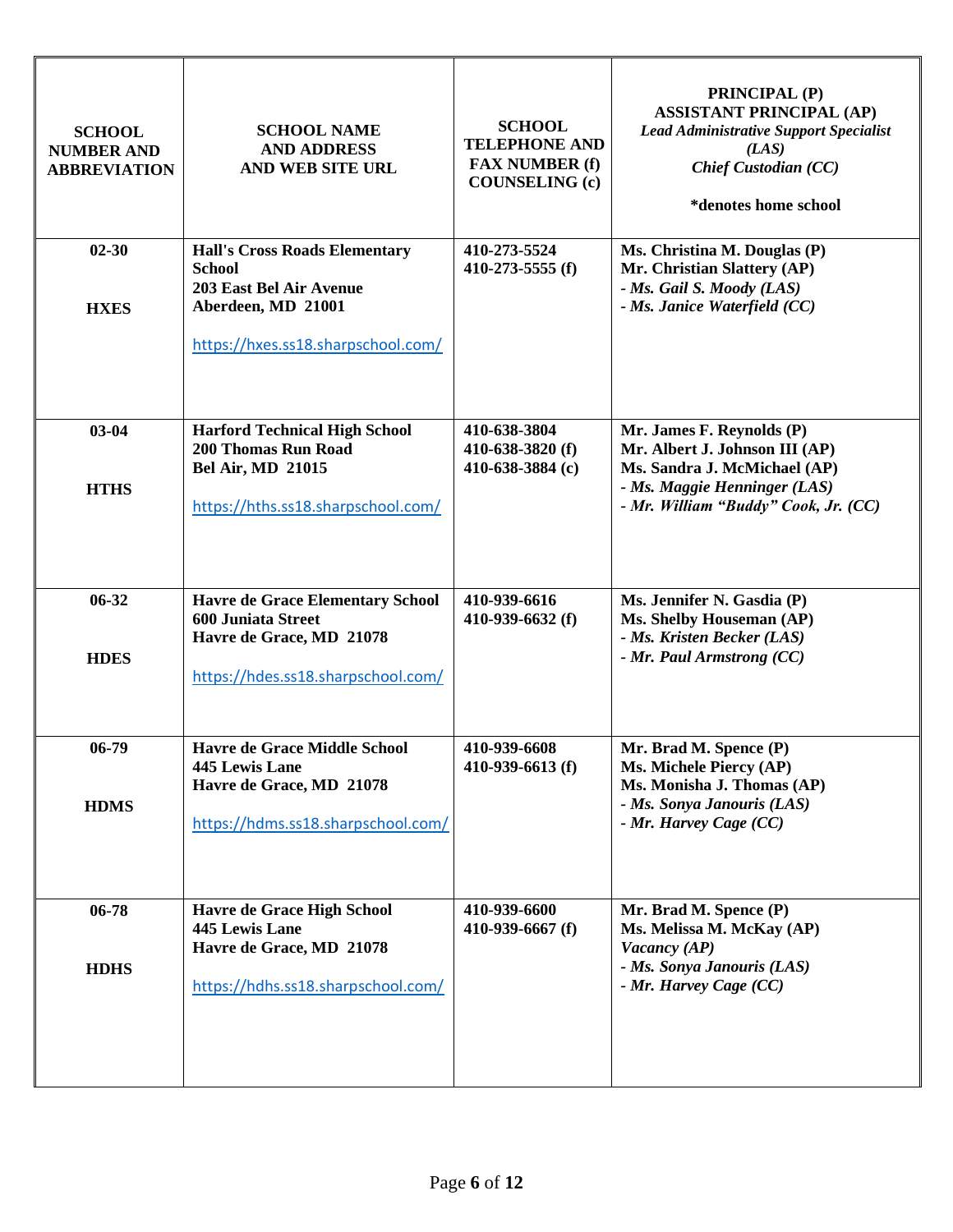| SCHOOL NUMBER AND ABBREVIATION | SCHOOL NAME AND ADDRESS AND WEB SITE URL | SCHOOL TELEPHONE AND FAX NUMBER (f) COUNSELING (c) | PRINCIPAL (P) ASSISTANT PRINCIPAL (AP) *Lead Administrative Support Specialist (LAS)* *Chief Custodian (CC)* *denotes home school |
|---|---|---|---|
| **02-30** **HXES** | **Hall's Cross Roads Elementary School** **203 East Bel Air Avenue** **Aberdeen, MD 21001** https://hxes.ss18.sharpschool.com/ | **410-273-5524** **410-273-5555 (f)** | **Ms. Christina M. Douglas (P)** **Mr. Christian Slattery (AP)** *- Ms. Gail S. Moody (LAS)* *- Ms. Janice Waterfield (CC)* |
| **03-04** **HTHS** | **Harford Technical High School** **200 Thomas Run Road** **Bel Air, MD 21015** https://hths.ss18.sharpschool.com/ | **410-638-3804** **410-638-3820 (f)** **410-638-3884 (c)** | **Mr. James F. Reynolds (P)** **Mr. Albert J. Johnson III (AP)** **Ms. Sandra J. McMichael (AP)** *- Ms. Maggie Henninger (LAS)* *- Mr. William "Buddy" Cook, Jr. (CC)* |
| **06-32** **HDES** | **Havre de Grace Elementary School** **600 Juniata Street** **Havre de Grace, MD 21078** https://hdes.ss18.sharpschool.com/ | **410-939-6616** **410-939-6632 (f)** | **Ms. Jennifer N. Gasdia (P)** **Ms. Shelby Houseman (AP)** *- Ms. Kristen Becker (LAS)* *- Mr. Paul Armstrong (CC)* |
| **06-79** **HDMS** | **Havre de Grace Middle School** **445 Lewis Lane** **Havre de Grace, MD 21078** https://hdms.ss18.sharpschool.com/ | **410-939-6608** **410-939-6613 (f)** | **Mr. Brad M. Spence (P)** **Ms. Michele Piercy (AP)** **Ms. Monisha J. Thomas (AP)** *- Ms. Sonya Janouris (LAS)* *- Mr. Harvey Cage (CC)* |
| **06-78** **HDHS** | **Havre de Grace High School** **445 Lewis Lane** **Havre de Grace, MD 21078** https://hdhs.ss18.sharpschool.com/ | **410-939-6600** **410-939-6667 (f)** | **Mr. Brad M. Spence (P)** **Ms. Melissa M. McKay (AP)** *Vacancy (AP)* *- Ms. Sonya Janouris (LAS)* *- Mr. Harvey Cage (CC)* |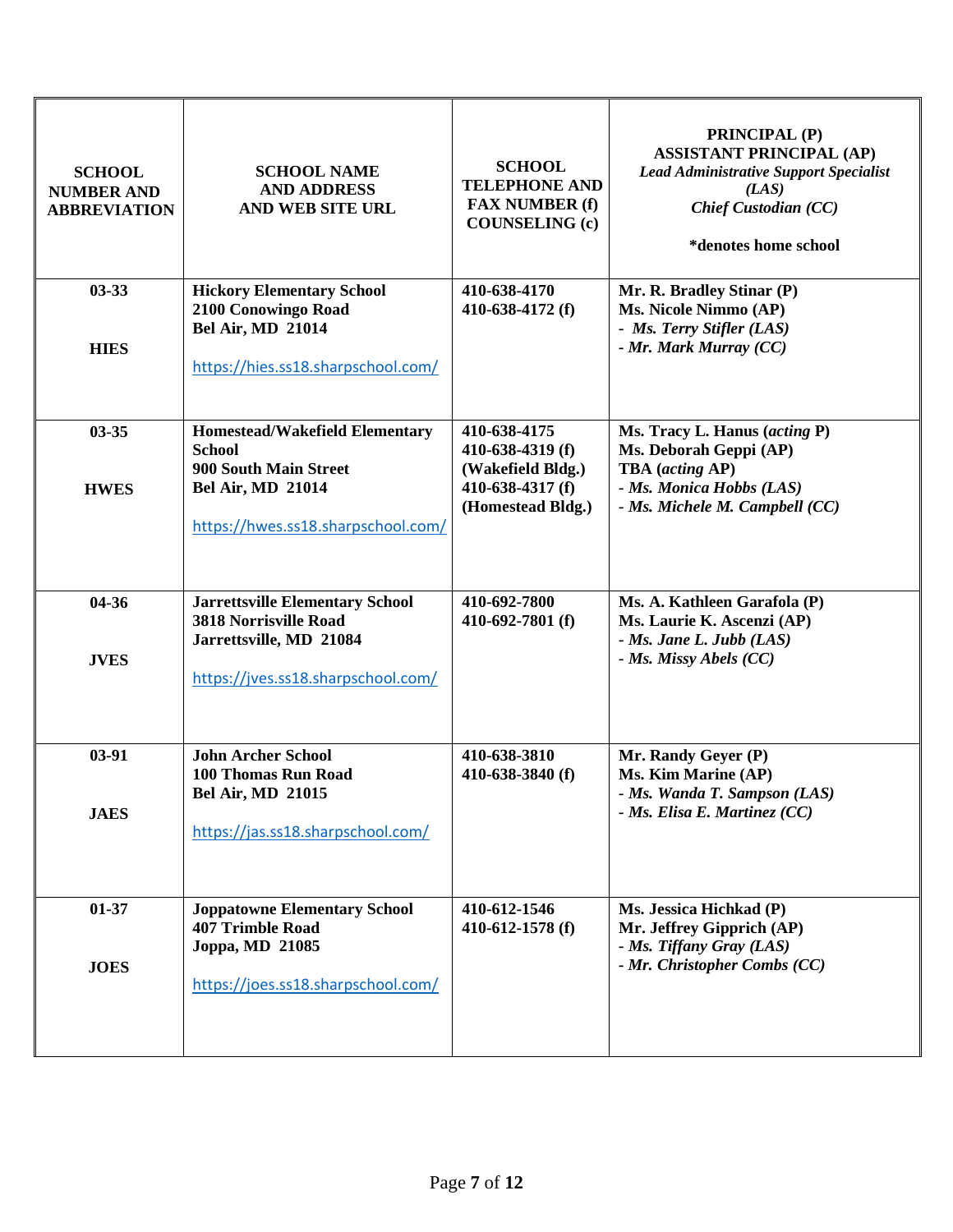| SCHOOL NUMBER AND ABBREVIATION | SCHOOL NAME AND ADDRESS AND WEB SITE URL | SCHOOL TELEPHONE AND FAX NUMBER (f) COUNSELING (c) | PRINCIPAL (P) ASSISTANT PRINCIPAL (AP) *Lead Administrative Support Specialist (LAS)* *Chief Custodian (CC)* \*denotes home school |
|---|---|---|---|
| **03-33** **HIES** | **Hickory Elementary School** **2100 Conowingo Road** **Bel Air, MD 21014** https://hies.ss18.sharpschool.com/ | **410-638-4170** **410-638-4172 (f)** | **Mr. R. Bradley Stinar (P)** **Ms. Nicole Nimmo (AP)** ***- Ms. Terry Stifler (LAS)*** ***- Mr. Mark Murray (CC)*** |
| **03-35** **HWES** | **Homestead/Wakefield Elementary School** **900 South Main Street** **Bel Air, MD 21014** https://hwes.ss18.sharpschool.com/ | **410-638-4175** **410-638-4319 (f) (Wakefield Bldg.)** **410-638-4317 (f) (Homestead Bldg.)** | **Ms. Tracy L. Hanus (*acting* P)** **Ms. Deborah Geppi (AP)** **TBA (*acting* AP)** ***- Ms. Monica Hobbs (LAS)*** ***- Ms. Michele M. Campbell (CC)*** |
| **04-36** **JVES** | **Jarrettsville Elementary School** **3818 Norrisville Road** **Jarrettsville, MD 21084** https://jves.ss18.sharpschool.com/ | **410-692-7800** **410-692-7801 (f)** | **Ms. A. Kathleen Garafola (P)** **Ms. Laurie K. Ascenzi (AP)** ***- Ms. Jane L. Jubb (LAS)*** ***- Ms. Missy Abels (CC)*** |
| **03-91** **JAES** | **John Archer School** **100 Thomas Run Road** **Bel Air, MD 21015** https://jas.ss18.sharpschool.com/ | **410-638-3810** **410-638-3840 (f)** | **Mr. Randy Geyer (P)** **Ms. Kim Marine (AP)** ***- Ms. Wanda T. Sampson (LAS)*** ***- Ms. Elisa E. Martinez (CC)*** |
| **01-37** **JOES** | **Joppatowne Elementary School** **407 Trimble Road** **Joppa, MD 21085** https://joes.ss18.sharpschool.com/ | **410-612-1546** **410-612-1578 (f)** | **Ms. Jessica Hichkad (P)** **Mr. Jeffrey Gipprich (AP)** ***- Ms. Tiffany Gray (LAS)*** ***- Mr. Christopher Combs (CC)*** |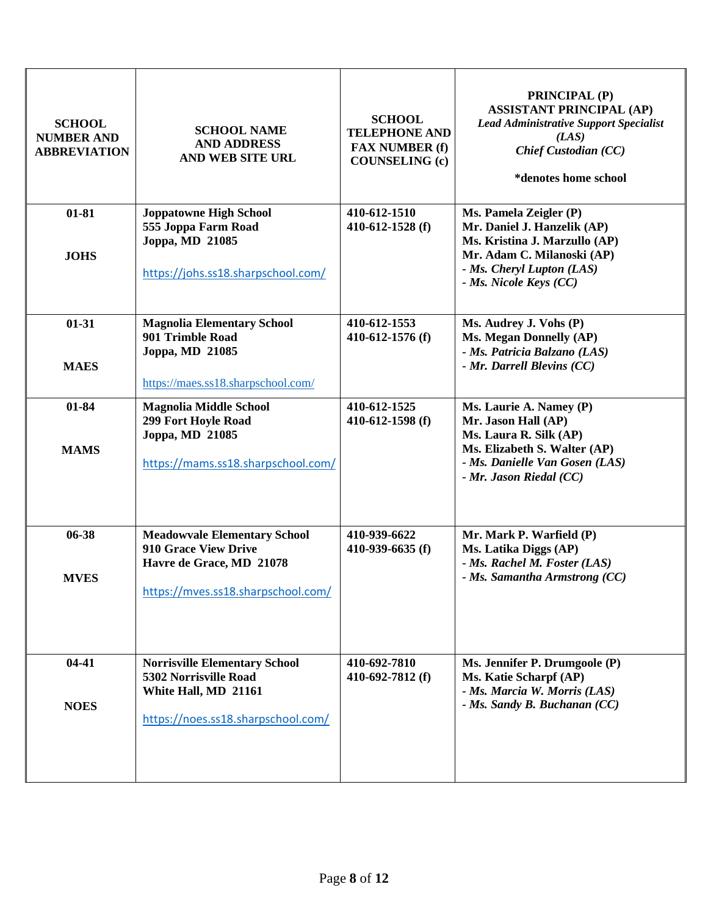| SCHOOL NUMBER AND ABBREVIATION | SCHOOL NAME AND ADDRESS AND WEB SITE URL | SCHOOL TELEPHONE AND FAX NUMBER (f) COUNSELING (c) | PRINCIPAL (P) ASSISTANT PRINCIPAL (AP) *Lead Administrative Support Specialist (LAS)* *Chief Custodian (CC)* *denotes home school |
|---|---|---|---|
| **01-81** **JOHS** | **Joppatowne High School** **555 Joppa Farm Road** **Joppa, MD 21085** https://johs.ss18.sharpschool.com/ | **410-612-1510** **410-612-1528 (f)** | **Ms. Pamela Zeigler (P)** **Mr. Daniel J. Hanzelik (AP)** **Ms. Kristina J. Marzullo (AP)** **Mr. Adam C. Milanoski (AP)** *- Ms. Cheryl Lupton (LAS)* *- Ms. Nicole Keys (CC)* |
| **01-31** **MAES** | **Magnolia Elementary School** **901 Trimble Road** **Joppa, MD 21085** https://maes.ss18.sharpschool.com/ | **410-612-1553** **410-612-1576 (f)** | **Ms. Audrey J. Vohs (P)** **Ms. Megan Donnelly (AP)** *- Ms. Patricia Balzano (LAS)* *- Mr. Darrell Blevins (CC)* |
| **01-84** **MAMS** | **Magnolia Middle School** **299 Fort Hoyle Road** **Joppa, MD 21085** https://mams.ss18.sharpschool.com/ | **410-612-1525** **410-612-1598 (f)** | **Ms. Laurie A. Namey (P)** **Mr. Jason Hall (AP)** **Ms. Laura R. Silk (AP)** **Ms. Elizabeth S. Walter (AP)** *- Ms. Danielle Van Gosen (LAS)* *- Mr. Jason Riedal (CC)* |
| **06-38** **MVES** | **Meadowvale Elementary School** **910 Grace View Drive** **Havre de Grace, MD 21078** https://mves.ss18.sharpschool.com/ | **410-939-6622** **410-939-6635 (f)** | **Mr. Mark P. Warfield (P)** **Ms. Latika Diggs (AP)** *- Ms. Rachel M. Foster (LAS)* *- Ms. Samantha Armstrong (CC)* |
| **04-41** **NOES** | **Norrisville Elementary School** **5302 Norrisville Road** **White Hall, MD 21161** https://noes.ss18.sharpschool.com/ | **410-692-7810** **410-692-7812 (f)** | **Ms. Jennifer P. Drumgoole (P)** **Ms. Katie Scharpf (AP)** *- Ms. Marcia W. Morris (LAS)* *- Ms. Sandy B. Buchanan (CC)* |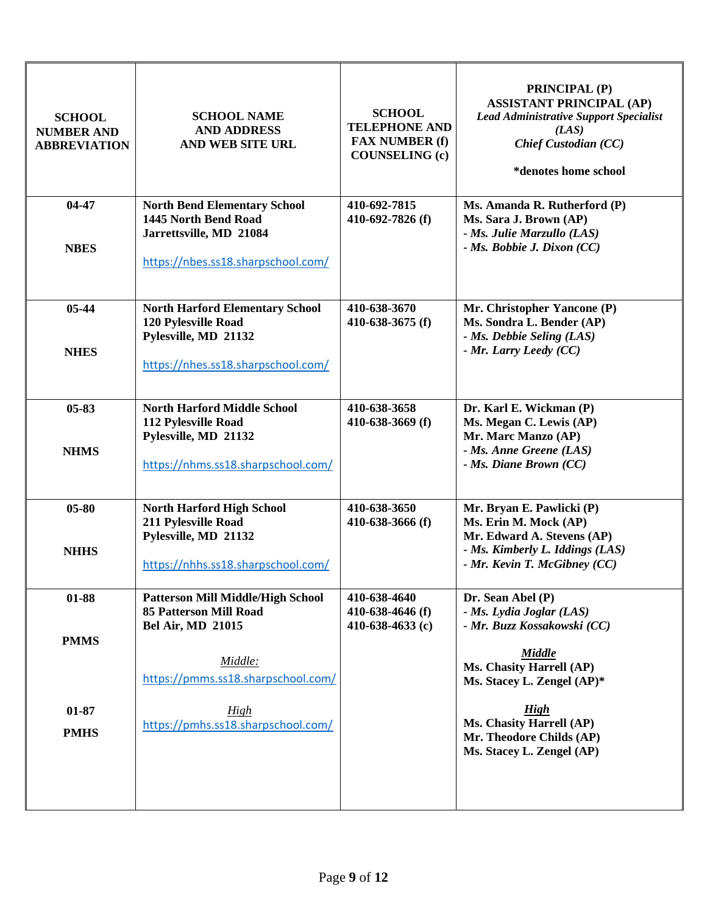| SCHOOL NUMBER AND ABBREVIATION | SCHOOL NAME AND ADDRESS AND WEB SITE URL | SCHOOL TELEPHONE AND FAX NUMBER (f) COUNSELING (c) | PRINCIPAL (P) ASSISTANT PRINCIPAL (AP) *Lead Administrative Support Specialist (LAS)* *Chief Custodian (CC)* *denotes home school |
|---|---|---|---|
| **04-47** **NBES** | **North Bend Elementary School** **1445 North Bend Road** **Jarrettsville, MD 21084** https://nbes.ss18.sharpschool.com/ | **410-692-7815** **410-692-7826 (f)** | **Ms. Amanda R. Rutherford (P)** **Ms. Sara J. Brown (AP)** ***- Ms. Julie Marzullo (LAS)*** ***- Ms. Bobbie J. Dixon (CC)*** |
| **05-44** **NHES** | **North Harford Elementary School** **120 Pylesville Road** **Pylesville, MD 21132** https://nhes.ss18.sharpschool.com/ | **410-638-3670** **410-638-3675 (f)** | **Mr. Christopher Yancone (P)** **Ms. Sondra L. Bender (AP)** ***- Ms. Debbie Seling (LAS)*** ***- Mr. Larry Leedy (CC)*** |
| **05-83** **NHMS** | **North Harford Middle School** **112 Pylesville Road** **Pylesville, MD 21132** https://nhms.ss18.sharpschool.com/ | **410-638-3658** **410-638-3669 (f)** | **Dr. Karl E. Wickman (P)** **Ms. Megan C. Lewis (AP)** **Mr. Marc Manzo (AP)** ***- Ms. Anne Greene (LAS)*** ***- Ms. Diane Brown (CC)*** |
| **05-80** **NHHS** | **North Harford High School** **211 Pylesville Road** **Pylesville, MD 21132** https://nhhs.ss18.sharpschool.com/ | **410-638-3650** **410-638-3666 (f)** | **Mr. Bryan E. Pawlicki (P)** **Ms. Erin M. Mock (AP)** **Mr. Edward A. Stevens (AP)** ***- Ms. Kimberly L. Iddings (LAS)*** ***- Mr. Kevin T. McGibney (CC)*** |
| **01-88** **PMMS** **01-87** **PMHS** | **Patterson Mill Middle/High School** **85 Patterson Mill Road** **Bel Air, MD 21015** *Middle:* https://pmms.ss18.sharpschool.com/ *High* https://pmhs.ss18.sharpschool.com/ | **410-638-4640** **410-638-4646 (f)** **410-638-4633 (c)** | **Dr. Sean Abel (P)** ***- Ms. Lydia Joglar (LAS)*** ***- Mr. Buzz Kossakowski (CC)*** ***Middle*** **Ms. Chasity Harrell (AP)** **Ms. Stacey L. Zengel (AP)*** ***High*** **Ms. Chasity Harrell (AP)** **Mr. Theodore Childs (AP)** **Ms. Stacey L. Zengel (AP)** |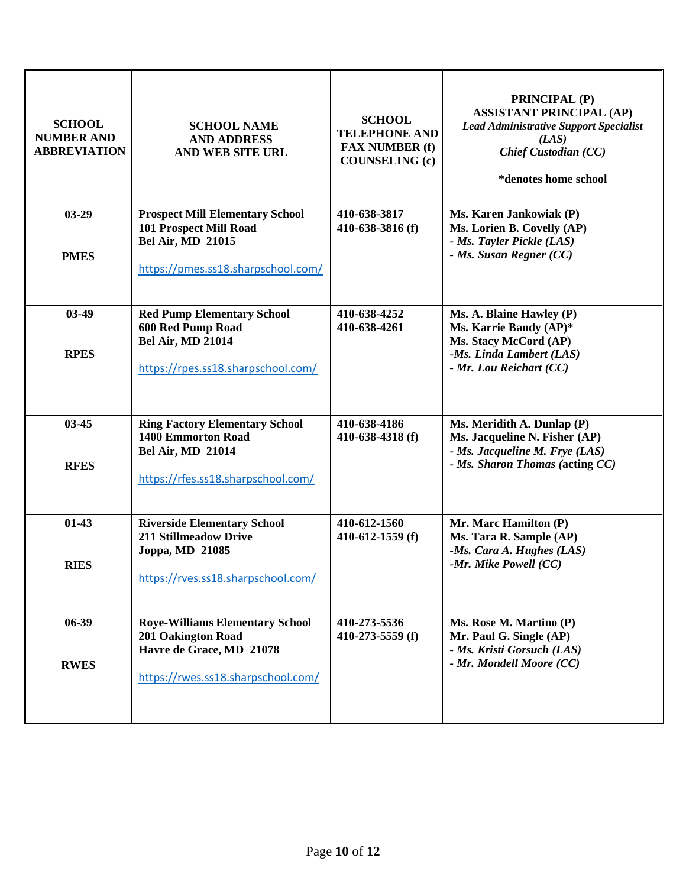| SCHOOL NUMBER AND ABBREVIATION | SCHOOL NAME AND ADDRESS AND WEB SITE URL | SCHOOL TELEPHONE AND FAX NUMBER (f) COUNSELING (c) | PRINCIPAL (P) ASSISTANT PRINCIPAL (AP) *Lead Administrative Support Specialist (LAS)* *Chief Custodian (CC)* *denotes home school |
|---|---|---|---|
| **03-29** **PMES** | **Prospect Mill Elementary School** **101 Prospect Mill Road** **Bel Air, MD 21015** https://pmes.ss18.sharpschool.com/ | **410-638-3817** **410-638-3816 (f)** | **Ms. Karen Jankowiak (P)** **Ms. Lorien B. Covelly (AP)** ***- Ms. Tayler Pickle (LAS)*** ***- Ms. Susan Regner (CC)*** |
| **03-49** **RPES** | **Red Pump Elementary School** **600 Red Pump Road** **Bel Air, MD 21014** https://rpes.ss18.sharpschool.com/ | **410-638-4252** **410-638-4261** | **Ms. A. Blaine Hawley (P)** **Ms. Karrie Bandy (AP)*** **Ms. Stacy McCord (AP)** ***-Ms. Linda Lambert (LAS)*** ***- Mr. Lou Reichart (CC)*** |
| **03-45** **RFES** | **Ring Factory Elementary School** **1400 Emmorton Road** **Bel Air, MD 21014** https://rfes.ss18.sharpschool.com/ | **410-638-4186** **410-638-4318 (f)** | **Ms. Meridith A. Dunlap (P)** **Ms. Jacqueline N. Fisher (AP)** ***- Ms. Jacqueline M. Frye (LAS)*** ***- Ms. Sharon Thomas (*acting *CC)*** |
| **01-43** **RIES** | **Riverside Elementary School** **211 Stillmeadow Drive** **Joppa, MD 21085** https://rves.ss18.sharpschool.com/ | **410-612-1560** **410-612-1559 (f)** | **Mr. Marc Hamilton (P)** **Ms. Tara R. Sample (AP)** ***-Ms. Cara A. Hughes (LAS)*** ***-Mr. Mike Powell (CC)*** |
| **06-39** **RWES** | **Roye-Williams Elementary School** **201 Oakington Road** **Havre de Grace, MD 21078** https://rwes.ss18.sharpschool.com/ | **410-273-5536** **410-273-5559 (f)** | **Ms. Rose M. Martino (P)** **Mr. Paul G. Single (AP)** ***- Ms. Kristi Gorsuch (LAS)*** ***- Mr. Mondell Moore (CC)*** |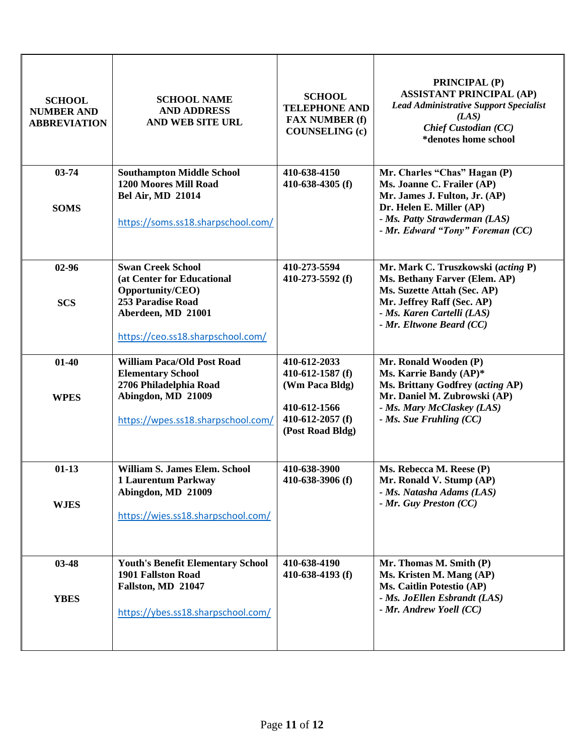| SCHOOL NUMBER AND ABBREVIATION | SCHOOL NAME AND ADDRESS AND WEB SITE URL | SCHOOL TELEPHONE AND FAX NUMBER (f) COUNSELING (c) | PRINCIPAL (P) ASSISTANT PRINCIPAL (AP) *Lead Administrative Support Specialist (LAS)* *Chief Custodian (CC)* *denotes home school |
|---|---|---|---|
| **03-74**<br><br>**SOMS** | **Southampton Middle School**<br>**1200 Moores Mill Road**<br>**Bel Air, MD 21014**<br><br>https://soms.ss18.sharpschool.com/ | **410-638-4150**<br>**410-638-4305 (f)** | **Mr. Charles "Chas" Hagan (P)**<br>**Ms. Joanne C. Frailer (AP)**<br>**Mr. James J. Fulton, Jr. (AP)**<br>**Dr. Helen E. Miller (AP)**<br>***- Ms. Patty Strawderman (LAS)***<br>***- Mr. Edward "Tony" Foreman (CC)*** |
| **02-96**<br><br>**SCS** | **Swan Creek School**<br>**(at Center for Educational Opportunity/CEO)**<br>**253 Paradise Road**<br>**Aberdeen, MD 21001**<br><br>https://ceo.ss18.sharpschool.com/ | **410-273-5594**<br>**410-273-5592 (f)** | **Mr. Mark C. Truszkowski (*acting* P)**<br>**Ms. Bethany Farver (Elem. AP)**<br>**Ms. Suzette Attah (Sec. AP)**<br>**Mr. Jeffrey Raff (Sec. AP)**<br>***- Ms. Karen Cartelli (LAS)***<br>***- Mr. Eltwone Beard (CC)*** |
| **01-40**<br><br>**WPES** | **William Paca/Old Post Road Elementary School**<br>**2706 Philadelphia Road**<br>**Abingdon, MD 21009**<br><br>https://wpes.ss18.sharpschool.com/ | **410-612-2033**<br>**410-612-1587 (f)**<br>**(Wm Paca Bldg)**<br><br>**410-612-1566**<br>**410-612-2057 (f)**<br>**(Post Road Bldg)** | **Mr. Ronald Wooden (P)**<br>**Ms. Karrie Bandy (AP)***<br>**Ms. Brittany Godfrey (*acting* AP)**<br>**Mr. Daniel M. Zubrowski (AP)**<br>***- Ms. Mary McClaskey (LAS)***<br>***- Ms. Sue Fruhling (CC)*** |
| **01-13**<br><br>**WJES** | **William S. James Elem. School**<br>**1 Laurentum Parkway**<br>**Abingdon, MD 21009**<br><br>https://wjes.ss18.sharpschool.com/ | **410-638-3900**<br>**410-638-3906 (f)** | **Ms. Rebecca M. Reese (P)**<br>**Mr. Ronald V. Stump (AP)**<br>***- Ms. Natasha Adams (LAS)***<br>***- Mr. Guy Preston (CC)*** |
| **03-48**<br><br>**YBES** | **Youth's Benefit Elementary School**<br>**1901 Fallston Road**<br>**Fallston, MD 21047**<br><br>https://ybes.ss18.sharpschool.com/ | **410-638-4190**<br>**410-638-4193 (f)** | **Mr. Thomas M. Smith (P)**<br>**Ms. Kristen M. Mang (AP)**<br>**Ms. Caitlin Potestio (AP)**<br>***- Ms. JoEllen Esbrandt (LAS)***<br>***- Mr. Andrew Yoell (CC)*** |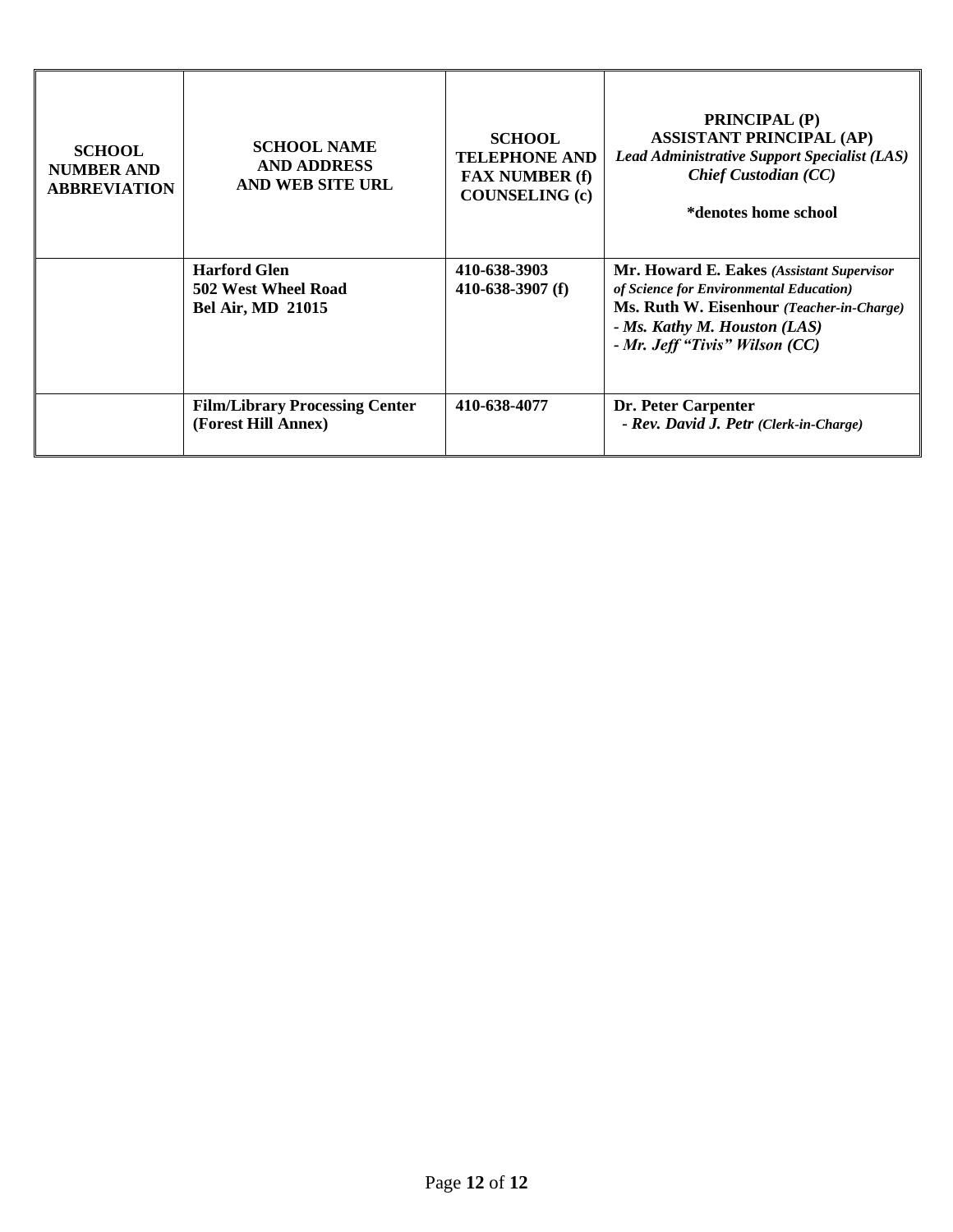| **SCHOOL NUMBER AND ABBREVIATION** | **SCHOOL NAME AND ADDRESS AND WEB SITE URL** | **SCHOOL TELEPHONE AND FAX NUMBER (f) COUNSELING (c)** | **PRINCIPAL (P)**<br>**ASSISTANT PRINCIPAL (AP)**<br>***Lead Administrative Support Specialist (LAS)***<br>***Chief Custodian (CC)***<br><br>**\*denotes home school** |
|---|---|---|---|
| | **Harford Glen**<br>**502 West Wheel Road**<br>**Bel Air, MD 21015** | **410-638-3903**<br>**410-638-3907 (f)** | **Mr. Howard E. Eakes** ***(Assistant Supervisor of Science for Environmental Education)***<br>**Ms. Ruth W. Eisenhour** ***(Teacher-in-Charge)***<br>***- Ms. Kathy M. Houston (LAS)***<br>***- Mr. Jeff "Tivis" Wilson (CC)*** |
| | **Film/Library Processing Center (Forest Hill Annex)** | **410-638-4077** | **Dr. Peter Carpenter**<br>***- Rev. David J. Petr (Clerk-in-Charge)*** |